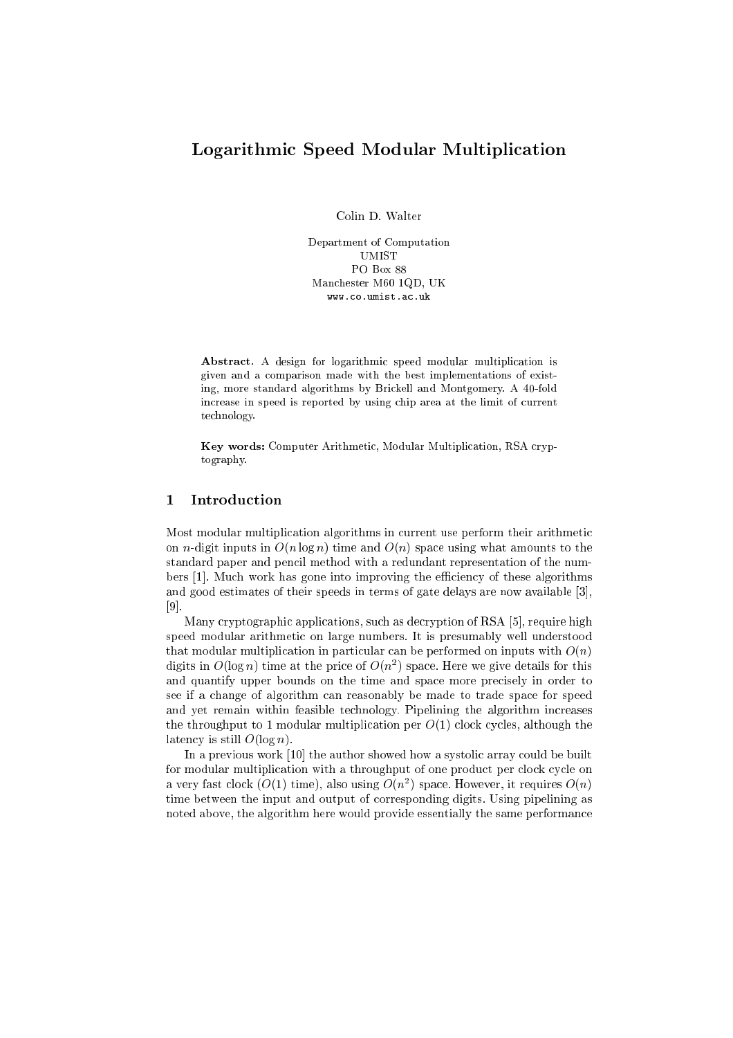# Logarithmic Speed Modular Multiplication

Colin D. Walter

Department of Computation
UMIST
PO Box 88
Manchester M60 1QD, UK
www.co.umist.ac.uk

**Abstract.** A design for logarithmic speed modular multiplication is given and a comparison made with the best implementations of existing, more standard algorithms by Brickell and Montgomery. A 40-fold increase in speed is reported by using chip area at the limit of current technology.

**Key words:** Computer Arithmetic, Modular Multiplication, RSA cryptography.

## 1 Introduction

Most modular multiplication algorithms in current use perform their arithmetic on $n$-digit inputs in $O(n \log n)$ time and $O(n)$ space using what amounts to the standard paper and pencil method with a redundant representation of the numbers [1]. Much work has gone into improving the efficiency of these algorithms and good estimates of their speeds in terms of gate delays are now available [3], [9].

Many cryptographic applications, such as decryption of RSA [5], require high speed modular arithmetic on large numbers. It is presumably well understood that modular multiplication in particular can be performed on inputs with $O(n)$ digits in $O(\log n)$ time at the price of $O(n^2)$ space. Here we give details for this and quantify upper bounds on the time and space more precisely in order to see if a change of algorithm can reasonably be made to trade space for speed and yet remain within feasible technology. Pipelining the algorithm increases the throughput to 1 modular multiplication per $O(1)$ clock cycles, although the latency is still $O(\log n)$.

In a previous work [10] the author showed how a systolic array could be built for modular multiplication with a throughput of one product per clock cycle on a very fast clock ($O(1)$ time), also using $O(n^2)$ space. However, it requires $O(n)$ time between the input and output of corresponding digits. Using pipelining as noted above, the algorithm here would provide essentially the same performance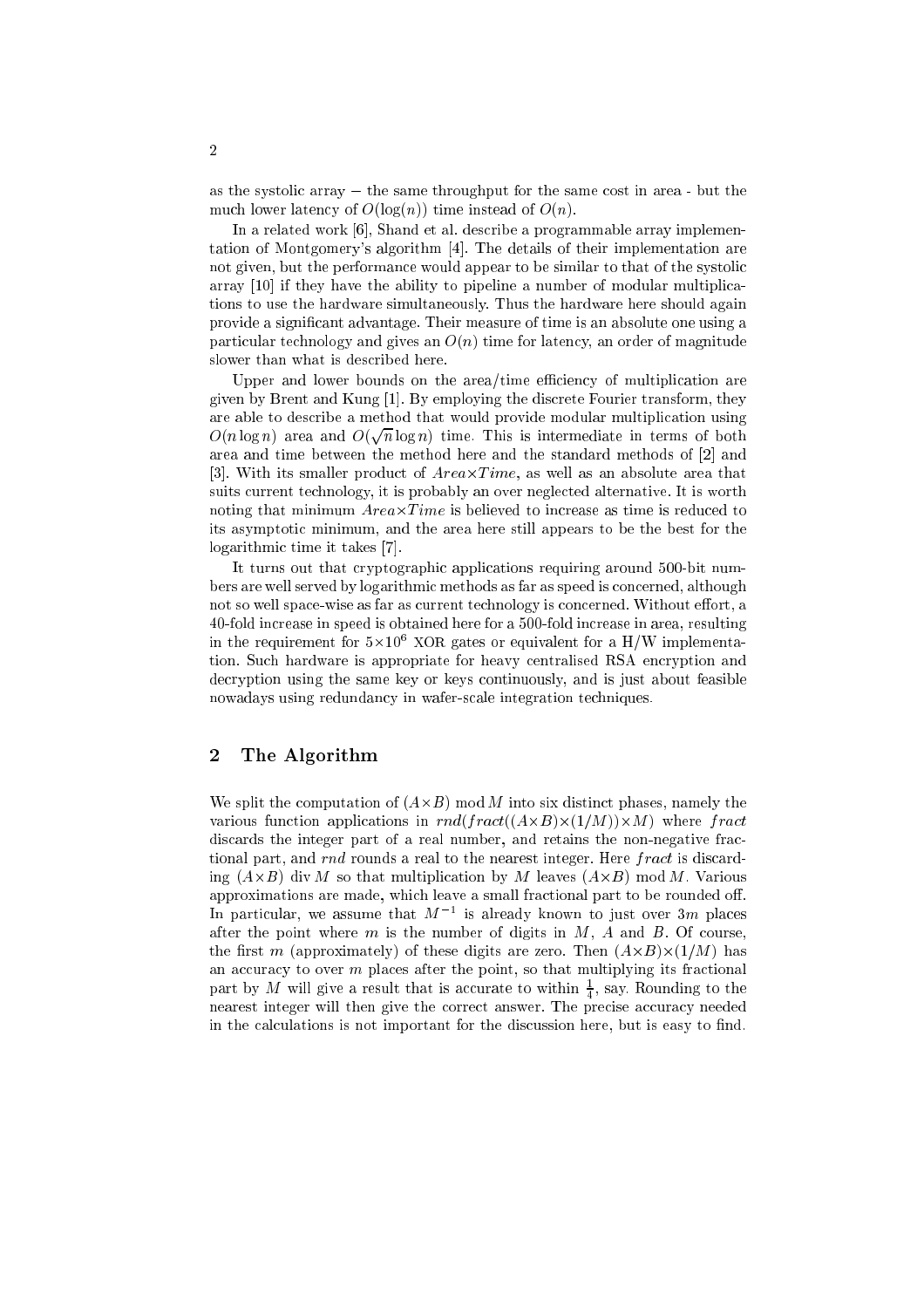as the systolic array – the same throughput for the same cost in area - but the much lower latency of $O(\log(n))$ time instead of $O(n)$.

In a related work [6], Shand et al. describe a programmable array implementation of Montgomery's algorithm [4]. The details of their implementation are not given, but the performance would appear to be similar to that of the systolic array [10] if they have the ability to pipeline a number of modular multiplications to use the hardware simultaneously. Thus the hardware here should again provide a significant advantage. Their measure of time is an absolute one using a particular technology and gives an $O(n)$ time for latency, an order of magnitude slower than what is described here.

Upper and lower bounds on the area/time efficiency of multiplication are given by Brent and Kung [1]. By employing the discrete Fourier transform, they are able to describe a method that would provide modular multiplication using $O(n \log n)$ area and $O(\sqrt{n} \log n)$ time. This is intermediate in terms of both area and time between the method here and the standard methods of [2] and [3]. With its smaller product of $Area{\times}Time$, as well as an absolute area that suits current technology, it is probably an over neglected alternative. It is worth noting that minimum $Area{\times}Time$ is believed to increase as time is reduced to its asymptotic minimum, and the area here still appears to be the best for the logarithmic time it takes [7].

It turns out that cryptographic applications requiring around 500-bit numbers are well served by logarithmic methods as far as speed is concerned, although not so well space-wise as far as current technology is concerned. Without effort, a 40-fold increase in speed is obtained here for a 500-fold increase in area, resulting in the requirement for $5{\times}10^6$ XOR gates or equivalent for a H/W implementation. Such hardware is appropriate for heavy centralised RSA encryption and decryption using the same key or keys continuously, and is just about feasible nowadays using redundancy in wafer-scale integration techniques.

## 2 The Algorithm

We split the computation of $(A{\times}B) \bmod M$ into six distinct phases, namely the various function applications in $rnd(fract((A{\times}B){\times}(1/M)){\times}M)$ where $fract$ discards the integer part of a real number, and retains the non-negative fractional part, and $rnd$ rounds a real to the nearest integer. Here $fract$ is discarding $(A{\times}B) \operatorname{div} M$ so that multiplication by $M$ leaves $(A{\times}B) \bmod M$. Various approximations are made, which leave a small fractional part to be rounded off. In particular, we assume that $M^{-1}$ is already known to just over $3m$ places after the point where $m$ is the number of digits in $M$, $A$ and $B$. Of course, the first $m$ (approximately) of these digits are zero. Then $(A{\times}B){\times}(1/M)$ has an accuracy to over $m$ places after the point, so that multiplying its fractional part by $M$ will give a result that is accurate to within $\frac{1}{4}$, say. Rounding to the nearest integer will then give the correct answer. The precise accuracy needed in the calculations is not important for the discussion here, but is easy to find.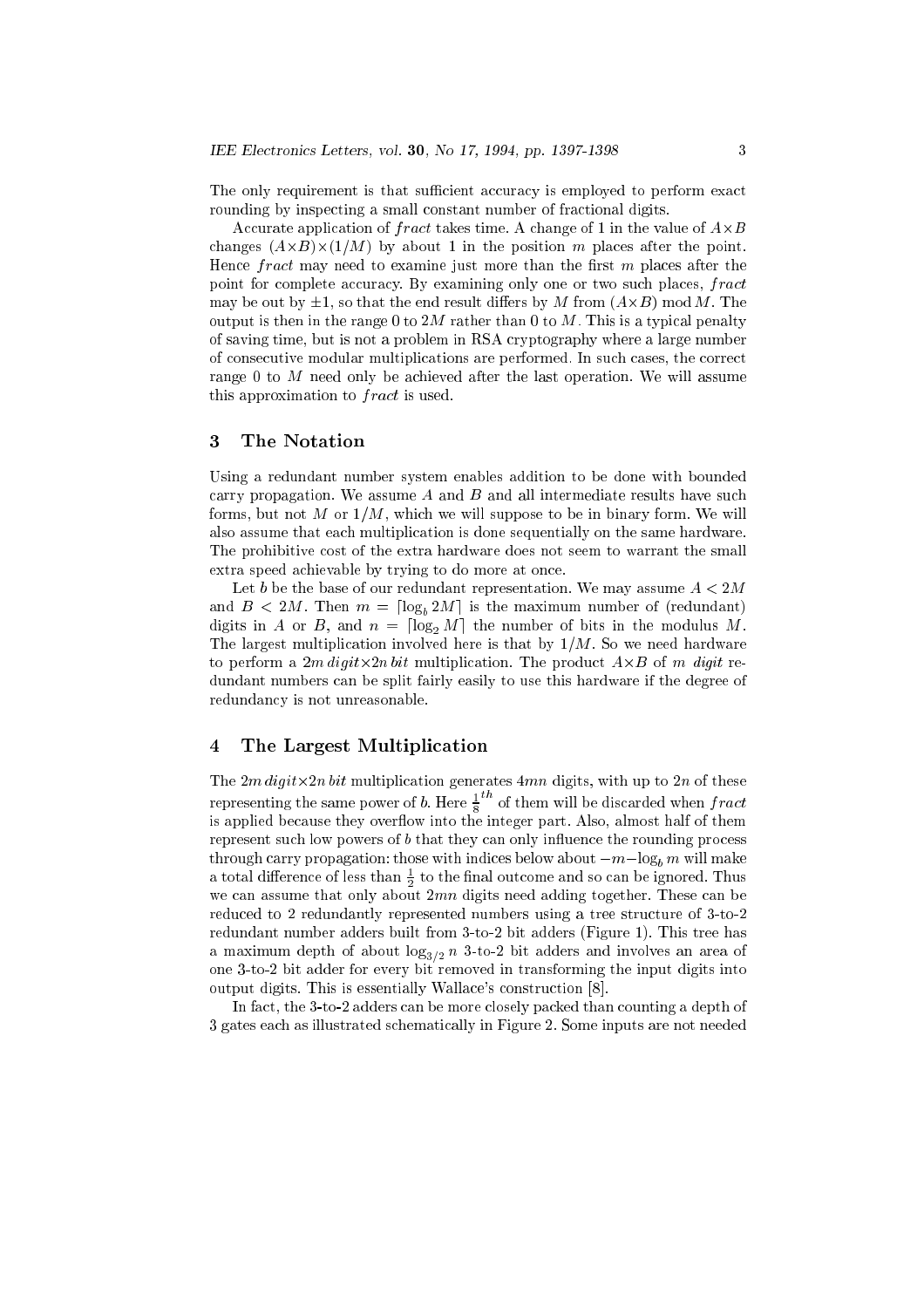The only requirement is that sufficient accuracy is employed to perform exact rounding by inspecting a small constant number of fractional digits.

Accurate application of *fract* takes time. A change of 1 in the value of $A \times B$ changes $(A \times B) \times (1/M)$ by about 1 in the position $m$ places after the point. Hence *fract* may need to examine just more than the first $m$ places after the point for complete accuracy. By examining only one or two such places, *fract* may be out by $\pm 1$, so that the end result differs by $M$ from $(A \times B) \bmod M$. The output is then in the range 0 to $2M$ rather than 0 to $M$. This is a typical penalty of saving time, but is not a problem in RSA cryptography where a large number of consecutive modular multiplications are performed. In such cases, the correct range 0 to $M$ need only be achieved after the last operation. We will assume this approximation to *fract* is used.

## 3 The Notation

Using a redundant number system enables addition to be done with bounded carry propagation. We assume $A$ and $B$ and all intermediate results have such forms, but not $M$ or $1/M$, which we will suppose to be in binary form. We will also assume that each multiplication is done sequentially on the same hardware. The prohibitive cost of the extra hardware does not seem to warrant the small extra speed achievable by trying to do more at once.

Let $b$ be the base of our redundant representation. We may assume $A < 2M$ and $B < 2M$. Then $m = \lceil \log_b 2M \rceil$ is the maximum number of (redundant) digits in $A$ or $B$, and $n = \lceil \log_2 M \rceil$ the number of bits in the modulus $M$. The largest multiplication involved here is that by $1/M$. So we need hardware to perform a $2m\,digit \times 2n\,bit$ multiplication. The product $A \times B$ of $m$ *digit* redundant numbers can be split fairly easily to use this hardware if the degree of redundancy is not unreasonable.

## 4 The Largest Multiplication

The $2m\,digit \times 2n\,bit$ multiplication generates $4mn$ digits, with up to $2n$ of these representing the same power of $b$. Here $\frac{1}{8}^{th}$ of them will be discarded when *fract* is applied because they overflow into the integer part. Also, almost half of them represent such low powers of $b$ that they can only influence the rounding process through carry propagation: those with indices below about $-m - \log_b m$ will make a total difference of less than $\frac{1}{2}$ to the final outcome and so can be ignored. Thus we can assume that only about $2mn$ digits need adding together. These can be reduced to 2 redundantly represented numbers using a tree structure of 3-to-2 redundant number adders built from 3-to-2 bit adders (Figure 1). This tree has a maximum depth of about $\log_{3/2} n$ 3-to-2 bit adders and involves an area of one 3-to-2 bit adder for every bit removed in transforming the input digits into output digits. This is essentially Wallace's construction [8].

In fact, the 3-to-2 adders can be more closely packed than counting a depth of 3 gates each as illustrated schematically in Figure 2. Some inputs are not needed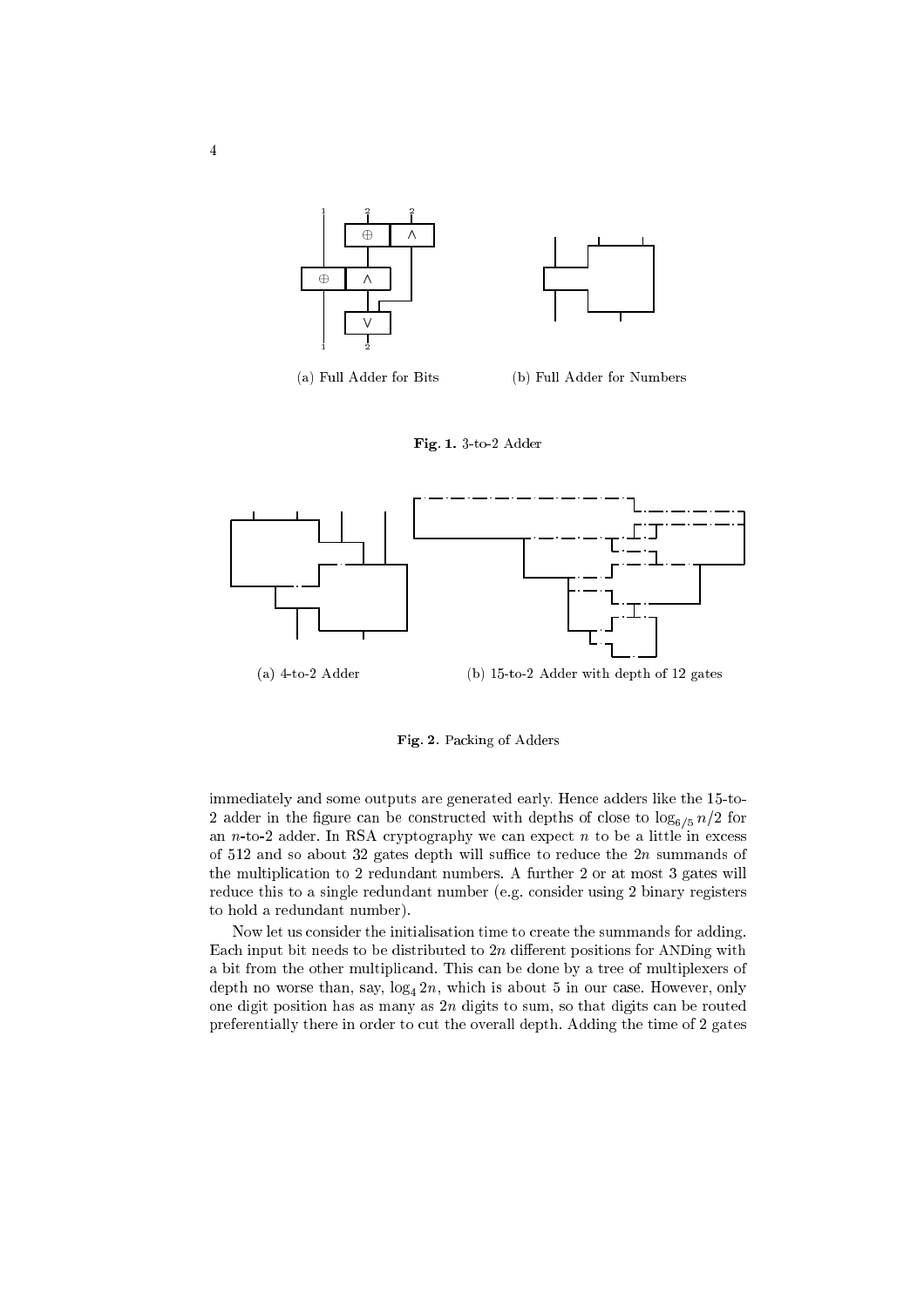(a) Full Adder for Bits

(b) Full Adder for Numbers

**Fig. 1.** 3-to-2 Adder

(a) 4-to-2 Adder

(b) 15-to-2 Adder with depth of 12 gates

**Fig. 2.** Packing of Adders

immediately and some outputs are generated early. Hence adders like the 15-to-2 adder in the figure can be constructed with depths of close to $\log_{6/5} n/2$ for an $n$-to-2 adder. In RSA cryptography we can expect $n$ to be a little in excess of 512 and so about 32 gates depth will suffice to reduce the $2n$ summands of the multiplication to 2 redundant numbers. A further 2 or at most 3 gates will reduce this to a single redundant number (e.g. consider using 2 binary registers to hold a redundant number).

Now let us consider the initialisation time to create the summands for adding. Each input bit needs to be distributed to $2n$ different positions for ANDing with a bit from the other multiplicand. This can be done by a tree of multiplexers of depth no worse than, say, $\log_4 2n$, which is about 5 in our case. However, only one digit position has as many as $2n$ digits to sum, so that digits can be routed preferentially there in order to cut the overall depth. Adding the time of 2 gates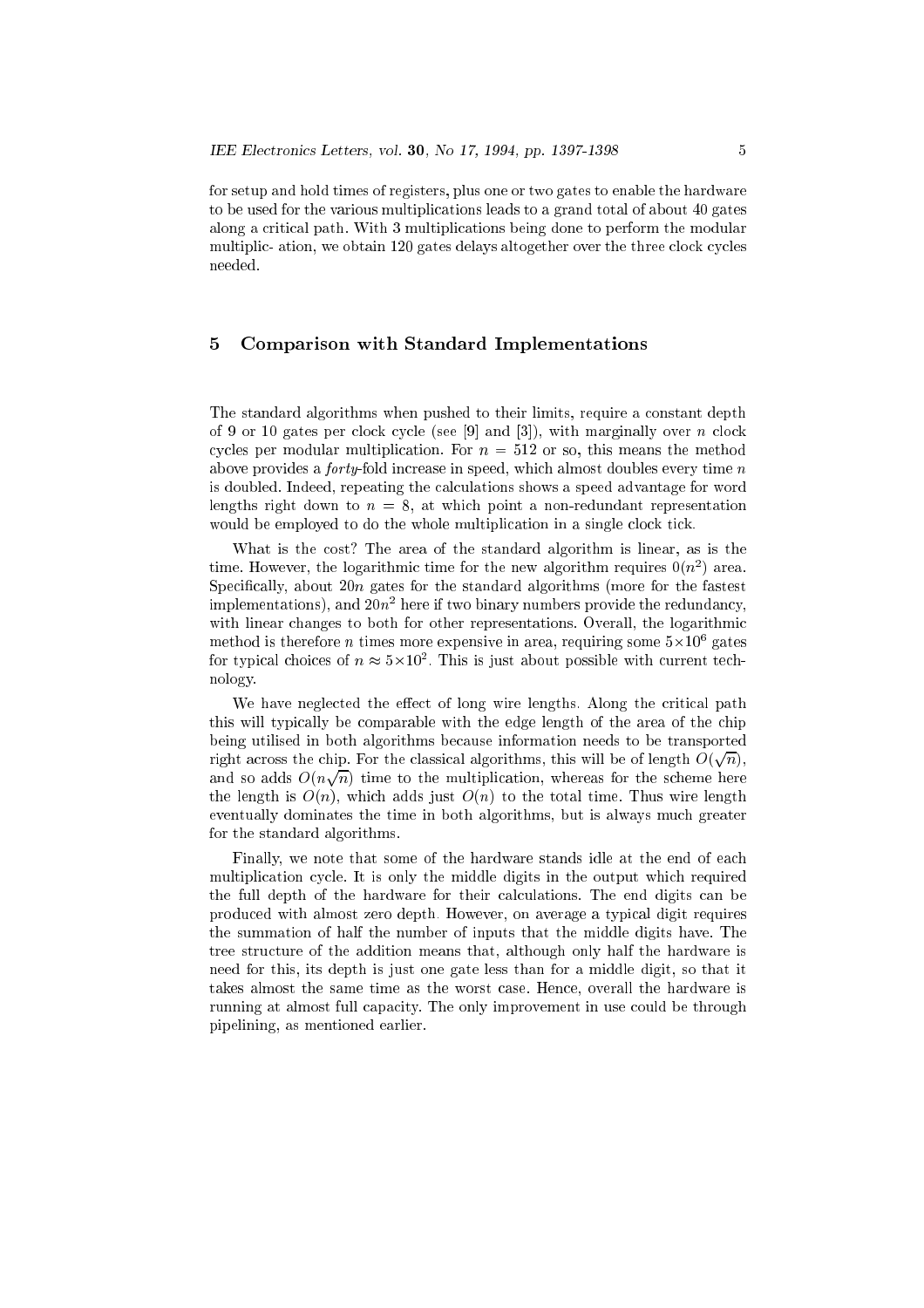for setup and hold times of registers, plus one or two gates to enable the hardware to be used for the various multiplications leads to a grand total of about 40 gates along a critical path. With 3 multiplications being done to perform the modular multiplic- ation, we obtain 120 gates delays altogether over the three clock cycles needed.

## 5 Comparison with Standard Implementations

The standard algorithms when pushed to their limits, require a constant depth of 9 or 10 gates per clock cycle (see [9] and [3]), with marginally over $n$ clock cycles per modular multiplication. For $n = 512$ or so, this means the method above provides a *forty*-fold increase in speed, which almost doubles every time $n$ is doubled. Indeed, repeating the calculations shows a speed advantage for word lengths right down to $n = 8$, at which point a non-redundant representation would be employed to do the whole multiplication in a single clock tick.

What is the cost? The area of the standard algorithm is linear, as is the time. However, the logarithmic time for the new algorithm requires $0(n^2)$ area. Specifically, about $20n$ gates for the standard algorithms (more for the fastest implementations), and $20n^2$ here if two binary numbers provide the redundancy, with linear changes to both for other representations. Overall, the logarithmic method is therefore $n$ times more expensive in area, requiring some $5\times10^6$ gates for typical choices of $n \approx 5\times10^2$. This is just about possible with current technology.

We have neglected the effect of long wire lengths. Along the critical path this will typically be comparable with the edge length of the area of the chip being utilised in both algorithms because information needs to be transported right across the chip. For the classical algorithms, this will be of length $O(\sqrt{n})$, and so adds $O(n\sqrt{n})$ time to the multiplication, whereas for the scheme here the length is $O(n)$, which adds just $O(n)$ to the total time. Thus wire length eventually dominates the time in both algorithms, but is always much greater for the standard algorithms.

Finally, we note that some of the hardware stands idle at the end of each multiplication cycle. It is only the middle digits in the output which required the full depth of the hardware for their calculations. The end digits can be produced with almost zero depth. However, on average a typical digit requires the summation of half the number of inputs that the middle digits have. The tree structure of the addition means that, although only half the hardware is need for this, its depth is just one gate less than for a middle digit, so that it takes almost the same time as the worst case. Hence, overall the hardware is running at almost full capacity. The only improvement in use could be through pipelining, as mentioned earlier.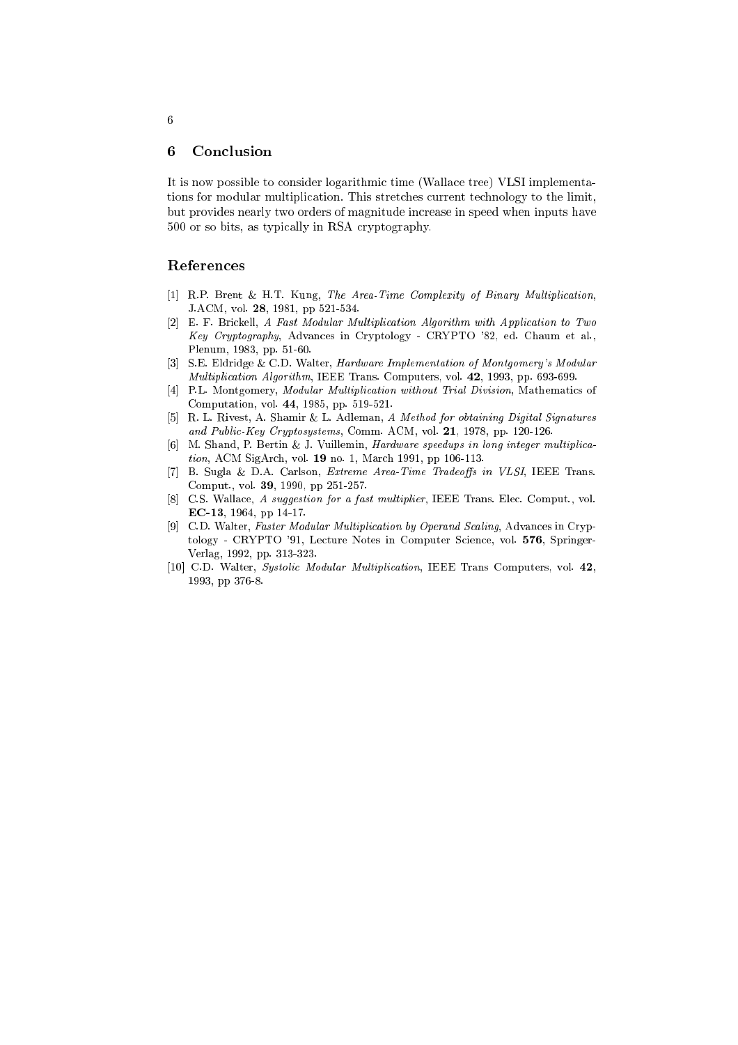## 6 Conclusion

It is now possible to consider logarithmic time (Wallace tree) VLSI implementations for modular multiplication. This stretches current technology to the limit, but provides nearly two orders of magnitude increase in speed when inputs have 500 or so bits, as typically in RSA cryptography.

## References

[1] R.P. Brent & H.T. Kung, *The Area-Time Complexity of Binary Multiplication*, J.ACM, vol. **28**, 1981, pp 521-534.

[2] E. F. Brickell, *A Fast Modular Multiplication Algorithm with Application to Two Key Cryptography*, Advances in Cryptology - CRYPTO '82, ed. Chaum et al., Plenum, 1983, pp. 51-60.

[3] S.E. Eldridge & C.D. Walter, *Hardware Implementation of Montgomery's Modular Multiplication Algorithm*, IEEE Trans. Computers, vol. **42**, 1993, pp. 693-699.

[4] P.L. Montgomery, *Modular Multiplication without Trial Division*, Mathematics of Computation, vol. **44**, 1985, pp. 519-521.

[5] R. L. Rivest, A. Shamir & L. Adleman, *A Method for obtaining Digital Signatures and Public-Key Cryptosystems*, Comm. ACM, vol. **21**, 1978, pp. 120-126.

[6] M. Shand, P. Bertin & J. Vuillemin, *Hardware speedups in long integer multiplication*, ACM SigArch, vol. **19** no. 1, March 1991, pp 106-113.

[7] B. Sugla & D.A. Carlson, *Extreme Area-Time Tradeoffs in VLSI*, IEEE Trans. Comput., vol. **39**, 1990, pp 251-257.

[8] C.S. Wallace, *A suggestion for a fast multiplier*, IEEE Trans. Elec. Comput., vol. **EC-13**, 1964, pp 14-17.

[9] C.D. Walter, *Faster Modular Multiplication by Operand Scaling*, Advances in Cryptology - CRYPTO '91, Lecture Notes in Computer Science, vol. **576**, Springer-Verlag, 1992, pp. 313-323.

[10] C.D. Walter, *Systolic Modular Multiplication*, IEEE Trans Computers, vol. **42**, 1993, pp 376-8.